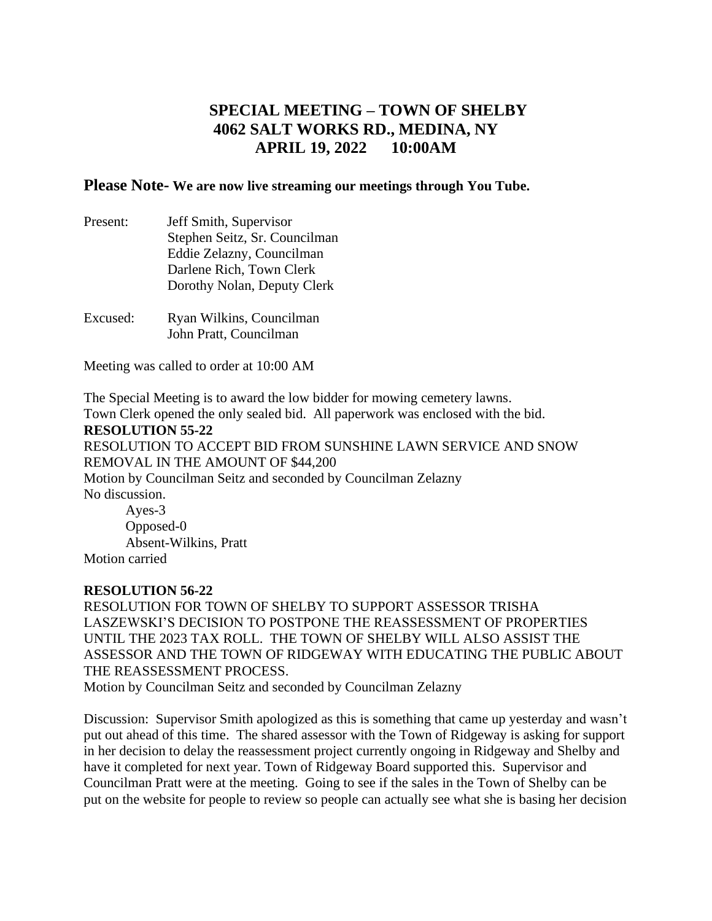# SPECIAL MEETING – TOWN OF SHELBY
# 4062 SALT WORKS RD., MEDINA, NY
# APRIL 19, 2022 10:00AM

**Please Note- We are now live streaming our meetings through You Tube.**

Present: Jeff Smith, Supervisor
Stephen Seitz, Sr. Councilman
Eddie Zelazny, Councilman
Darlene Rich, Town Clerk
Dorothy Nolan, Deputy Clerk

Excused: Ryan Wilkins, Councilman
John Pratt, Councilman

Meeting was called to order at 10:00 AM

The Special Meeting is to award the low bidder for mowing cemetery lawns.
Town Clerk opened the only sealed bid. All paperwork was enclosed with the bid.

**RESOLUTION 55-22**

RESOLUTION TO ACCEPT BID FROM SUNSHINE LAWN SERVICE AND SNOW REMOVAL IN THE AMOUNT OF $44,200
Motion by Councilman Seitz and seconded by Councilman Zelazny
No discussion.

Ayes-3
Opposed-0
Absent-Wilkins, Pratt

Motion carried

**RESOLUTION 56-22**

RESOLUTION FOR TOWN OF SHELBY TO SUPPORT ASSESSOR TRISHA LASZEWSKI'S DECISION TO POSTPONE THE REASSESSMENT OF PROPERTIES UNTIL THE 2023 TAX ROLL. THE TOWN OF SHELBY WILL ALSO ASSIST THE ASSESSOR AND THE TOWN OF RIDGEWAY WITH EDUCATING THE PUBLIC ABOUT THE REASSESSMENT PROCESS.
Motion by Councilman Seitz and seconded by Councilman Zelazny

Discussion: Supervisor Smith apologized as this is something that came up yesterday and wasn't put out ahead of this time. The shared assessor with the Town of Ridgeway is asking for support in her decision to delay the reassessment project currently ongoing in Ridgeway and Shelby and have it completed for next year. Town of Ridgeway Board supported this. Supervisor and Councilman Pratt were at the meeting. Going to see if the sales in the Town of Shelby can be put on the website for people to review so people can actually see what she is basing her decision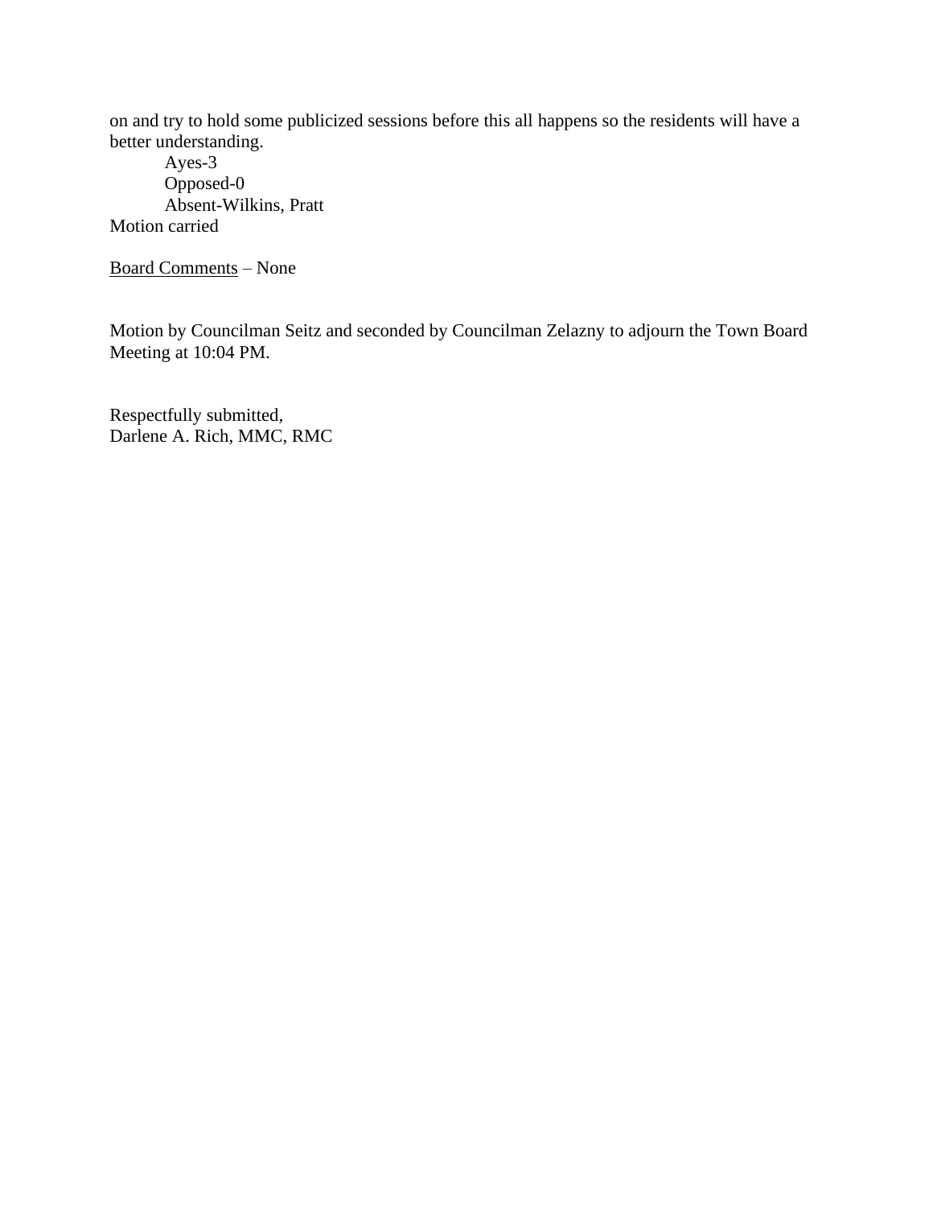on and try to hold some publicized sessions before this all happens so the residents will have a better understanding.

Ayes-3
Opposed-0
Absent-Wilkins, Pratt

Motion carried

<u>Board Comments</u> – None

Motion by Councilman Seitz and seconded by Councilman Zelazny to adjourn the Town Board Meeting at 10:04 PM.

Respectfully submitted,
Darlene A. Rich, MMC, RMC